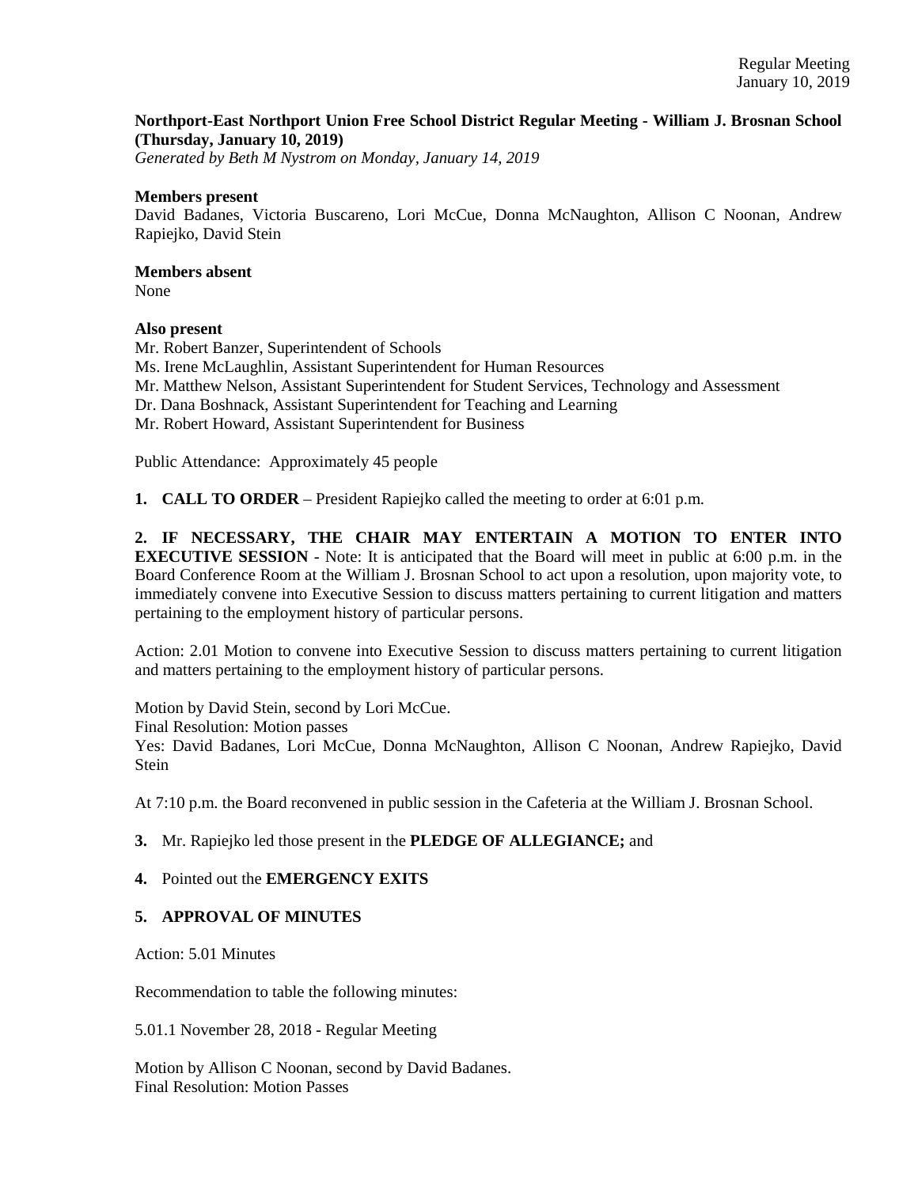**Northport-East Northport Union Free School District Regular Meeting - William J. Brosnan School (Thursday, January 10, 2019)**
*Generated by Beth M Nystrom on Monday, January 14, 2019*

**Members present**
David Badanes, Victoria Buscareno, Lori McCue, Donna McNaughton, Allison C Noonan, Andrew Rapiejko, David Stein

**Members absent**
None

**Also present**
Mr. Robert Banzer, Superintendent of Schools
Ms. Irene McLaughlin, Assistant Superintendent for Human Resources
Mr. Matthew Nelson, Assistant Superintendent for Student Services, Technology and Assessment
Dr. Dana Boshnack, Assistant Superintendent for Teaching and Learning
Mr. Robert Howard, Assistant Superintendent for Business

Public Attendance: Approximately 45 people

**1. CALL TO ORDER** – President Rapiejko called the meeting to order at 6:01 p.m.

**2. IF NECESSARY, THE CHAIR MAY ENTERTAIN A MOTION TO ENTER INTO EXECUTIVE SESSION** - Note: It is anticipated that the Board will meet in public at 6:00 p.m. in the Board Conference Room at the William J. Brosnan School to act upon a resolution, upon majority vote, to immediately convene into Executive Session to discuss matters pertaining to current litigation and matters pertaining to the employment history of particular persons.

Action: 2.01 Motion to convene into Executive Session to discuss matters pertaining to current litigation and matters pertaining to the employment history of particular persons.

Motion by David Stein, second by Lori McCue.
Final Resolution: Motion passes
Yes: David Badanes, Lori McCue, Donna McNaughton, Allison C Noonan, Andrew Rapiejko, David Stein

At 7:10 p.m. the Board reconvened in public session in the Cafeteria at the William J. Brosnan School.

**3.** Mr. Rapiejko led those present in the **PLEDGE OF ALLEGIANCE;** and

**4.** Pointed out the **EMERGENCY EXITS**

**5. APPROVAL OF MINUTES**

Action: 5.01 Minutes

Recommendation to table the following minutes:

5.01.1 November 28, 2018 - Regular Meeting

Motion by Allison C Noonan, second by David Badanes.
Final Resolution: Motion Passes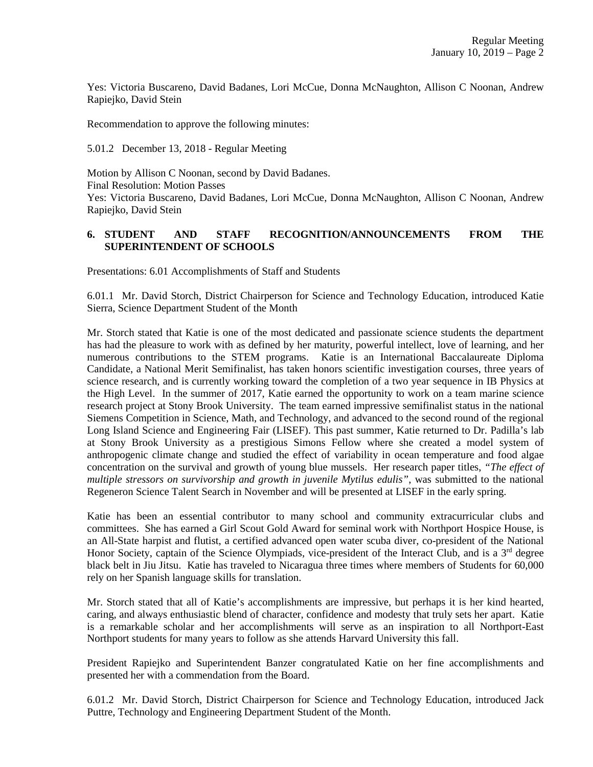Yes: Victoria Buscareno, David Badanes, Lori McCue, Donna McNaughton, Allison C Noonan, Andrew Rapiejko, David Stein

Recommendation to approve the following minutes:

5.01.2 December 13, 2018 - Regular Meeting

Motion by Allison C Noonan, second by David Badanes.
Final Resolution: Motion Passes
Yes: Victoria Buscareno, David Badanes, Lori McCue, Donna McNaughton, Allison C Noonan, Andrew Rapiejko, David Stein

## 6. STUDENT AND STAFF RECOGNITION/ANNOUNCEMENTS FROM THE SUPERINTENDENT OF SCHOOLS

Presentations: 6.01 Accomplishments of Staff and Students

6.01.1 Mr. David Storch, District Chairperson for Science and Technology Education, introduced Katie Sierra, Science Department Student of the Month

Mr. Storch stated that Katie is one of the most dedicated and passionate science students the department has had the pleasure to work with as defined by her maturity, powerful intellect, love of learning, and her numerous contributions to the STEM programs. Katie is an International Baccalaureate Diploma Candidate, a National Merit Semifinalist, has taken honors scientific investigation courses, three years of science research, and is currently working toward the completion of a two year sequence in IB Physics at the High Level. In the summer of 2017, Katie earned the opportunity to work on a team marine science research project at Stony Brook University. The team earned impressive semifinalist status in the national Siemens Competition in Science, Math, and Technology, and advanced to the second round of the regional Long Island Science and Engineering Fair (LISEF). This past summer, Katie returned to Dr. Padilla's lab at Stony Brook University as a prestigious Simons Fellow where she created a model system of anthropogenic climate change and studied the effect of variability in ocean temperature and food algae concentration on the survival and growth of young blue mussels. Her research paper titles, *"The effect of multiple stressors on survivorship and growth in juvenile Mytilus edulis"*, was submitted to the national Regeneron Science Talent Search in November and will be presented at LISEF in the early spring.

Katie has been an essential contributor to many school and community extracurricular clubs and committees. She has earned a Girl Scout Gold Award for seminal work with Northport Hospice House, is an All-State harpist and flutist, a certified advanced open water scuba diver, co-president of the National Honor Society, captain of the Science Olympiads, vice-president of the Interact Club, and is a 3rd degree black belt in Jiu Jitsu. Katie has traveled to Nicaragua three times where members of Students for 60,000 rely on her Spanish language skills for translation.

Mr. Storch stated that all of Katie's accomplishments are impressive, but perhaps it is her kind hearted, caring, and always enthusiastic blend of character, confidence and modesty that truly sets her apart. Katie is a remarkable scholar and her accomplishments will serve as an inspiration to all Northport-East Northport students for many years to follow as she attends Harvard University this fall.

President Rapiejko and Superintendent Banzer congratulated Katie on her fine accomplishments and presented her with a commendation from the Board.

6.01.2 Mr. David Storch, District Chairperson for Science and Technology Education, introduced Jack Puttre, Technology and Engineering Department Student of the Month.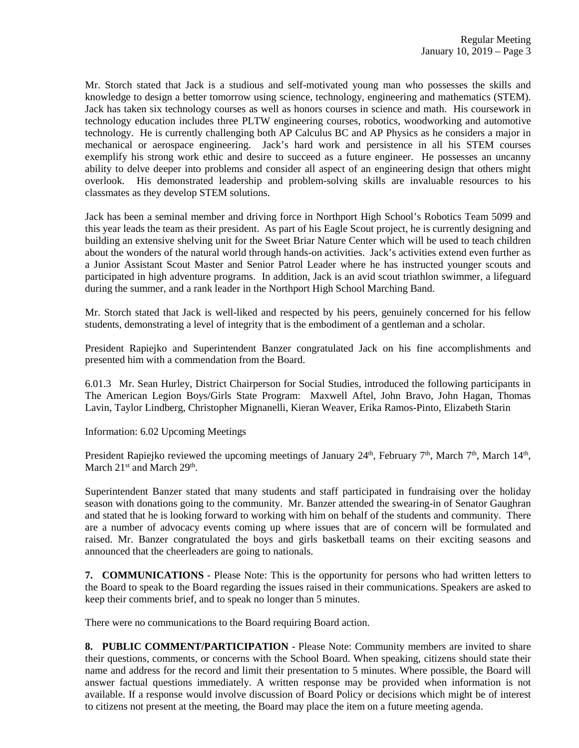Mr. Storch stated that Jack is a studious and self-motivated young man who possesses the skills and knowledge to design a better tomorrow using science, technology, engineering and mathematics (STEM). Jack has taken six technology courses as well as honors courses in science and math. His coursework in technology education includes three PLTW engineering courses, robotics, woodworking and automotive technology. He is currently challenging both AP Calculus BC and AP Physics as he considers a major in mechanical or aerospace engineering. Jack's hard work and persistence in all his STEM courses exemplify his strong work ethic and desire to succeed as a future engineer. He possesses an uncanny ability to delve deeper into problems and consider all aspect of an engineering design that others might overlook. His demonstrated leadership and problem-solving skills are invaluable resources to his classmates as they develop STEM solutions.

Jack has been a seminal member and driving force in Northport High School's Robotics Team 5099 and this year leads the team as their president. As part of his Eagle Scout project, he is currently designing and building an extensive shelving unit for the Sweet Briar Nature Center which will be used to teach children about the wonders of the natural world through hands-on activities. Jack's activities extend even further as a Junior Assistant Scout Master and Senior Patrol Leader where he has instructed younger scouts and participated in high adventure programs. In addition, Jack is an avid scout triathlon swimmer, a lifeguard during the summer, and a rank leader in the Northport High School Marching Band.

Mr. Storch stated that Jack is well-liked and respected by his peers, genuinely concerned for his fellow students, demonstrating a level of integrity that is the embodiment of a gentleman and a scholar.

President Rapiejko and Superintendent Banzer congratulated Jack on his fine accomplishments and presented him with a commendation from the Board.

6.01.3 Mr. Sean Hurley, District Chairperson for Social Studies, introduced the following participants in The American Legion Boys/Girls State Program: Maxwell Aftel, John Bravo, John Hagan, Thomas Lavin, Taylor Lindberg, Christopher Mignanelli, Kieran Weaver, Erika Ramos-Pinto, Elizabeth Starin

Information: 6.02 Upcoming Meetings

President Rapiejko reviewed the upcoming meetings of January 24th, February 7th, March 7th, March 14th, March 21st and March 29th.

Superintendent Banzer stated that many students and staff participated in fundraising over the holiday season with donations going to the community. Mr. Banzer attended the swearing-in of Senator Gaughran and stated that he is looking forward to working with him on behalf of the students and community. There are a number of advocacy events coming up where issues that are of concern will be formulated and raised. Mr. Banzer congratulated the boys and girls basketball teams on their exciting seasons and announced that the cheerleaders are going to nationals.

**7. COMMUNICATIONS** - Please Note: This is the opportunity for persons who had written letters to the Board to speak to the Board regarding the issues raised in their communications. Speakers are asked to keep their comments brief, and to speak no longer than 5 minutes.

There were no communications to the Board requiring Board action.

**8. PUBLIC COMMENT/PARTICIPATION** - Please Note: Community members are invited to share their questions, comments, or concerns with the School Board. When speaking, citizens should state their name and address for the record and limit their presentation to 5 minutes. Where possible, the Board will answer factual questions immediately. A written response may be provided when information is not available. If a response would involve discussion of Board Policy or decisions which might be of interest to citizens not present at the meeting, the Board may place the item on a future meeting agenda.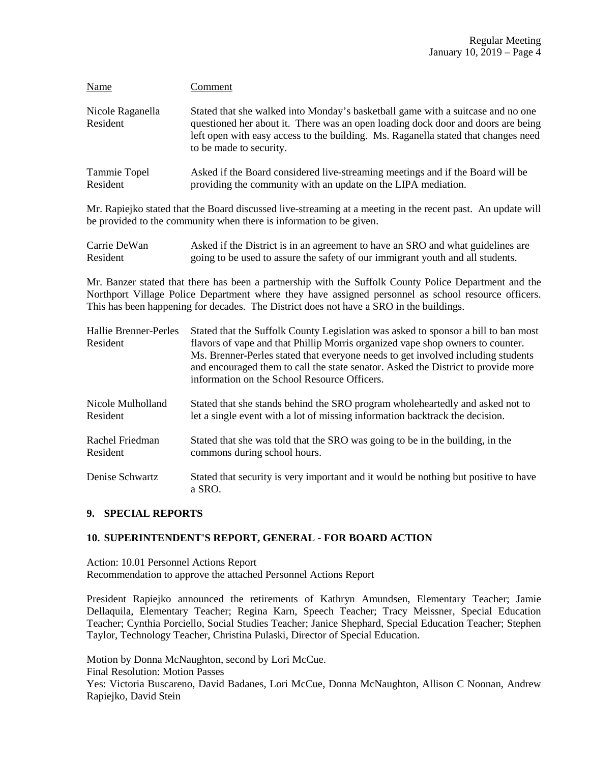| Name | Comment |
|---|---|
| Nicole Raganella<br>Resident | Stated that she walked into Monday's basketball game with a suitcase and no one questioned her about it. There was an open loading dock door and doors are being left open with easy access to the building. Ms. Raganella stated that changes need to be made to security. |
| Tammie Topel<br>Resident | Asked if the Board considered live-streaming meetings and if the Board will be providing the community with an update on the LIPA mediation. |

Mr. Rapiejko stated that the Board discussed live-streaming at a meeting in the recent past. An update will be provided to the community when there is information to be given.

| Name | Comment |
|---|---|
| Carrie DeWan<br>Resident | Asked if the District is in an agreement to have an SRO and what guidelines are going to be used to assure the safety of our immigrant youth and all students. |

Mr. Banzer stated that there has been a partnership with the Suffolk County Police Department and the Northport Village Police Department where they have assigned personnel as school resource officers. This has been happening for decades. The District does not have a SRO in the buildings.

| Name | Comment |
|---|---|
| Hallie Brenner-Perles<br>Resident | Stated that the Suffolk County Legislation was asked to sponsor a bill to ban most flavors of vape and that Phillip Morris organized vape shop owners to counter. Ms. Brenner-Perles stated that everyone needs to get involved including students and encouraged them to call the state senator. Asked the District to provide more information on the School Resource Officers. |
| Nicole Mulholland<br>Resident | Stated that she stands behind the SRO program wholeheartedly and asked not to let a single event with a lot of missing information backtrack the decision. |
| Rachel Friedman<br>Resident | Stated that she was told that the SRO was going to be in the building, in the commons during school hours. |
| Denise Schwartz | Stated that security is very important and it would be nothing but positive to have a SRO. |

## 9. SPECIAL REPORTS

## 10. SUPERINTENDENT'S REPORT, GENERAL - FOR BOARD ACTION

Action: 10.01 Personnel Actions Report
Recommendation to approve the attached Personnel Actions Report

President Rapiejko announced the retirements of Kathryn Amundsen, Elementary Teacher; Jamie Dellaquila, Elementary Teacher; Regina Karn, Speech Teacher; Tracy Meissner, Special Education Teacher; Cynthia Porciello, Social Studies Teacher; Janice Shephard, Special Education Teacher; Stephen Taylor, Technology Teacher, Christina Pulaski, Director of Special Education.

Motion by Donna McNaughton, second by Lori McCue.
Final Resolution: Motion Passes
Yes: Victoria Buscareno, David Badanes, Lori McCue, Donna McNaughton, Allison C Noonan, Andrew Rapiejko, David Stein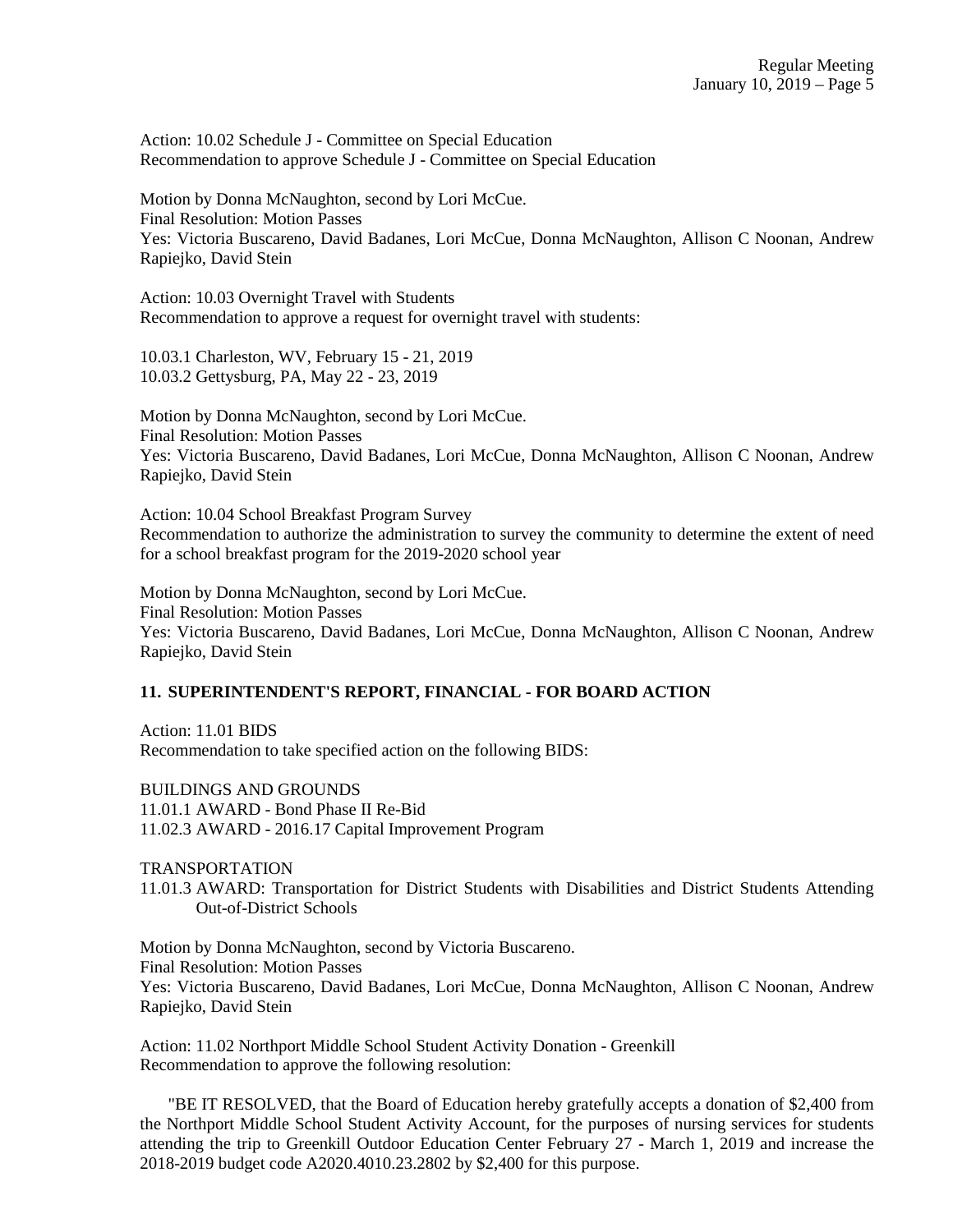Action: 10.02 Schedule J - Committee on Special Education
Recommendation to approve Schedule J - Committee on Special Education

Motion by Donna McNaughton, second by Lori McCue.
Final Resolution: Motion Passes
Yes: Victoria Buscareno, David Badanes, Lori McCue, Donna McNaughton, Allison C Noonan, Andrew Rapiejko, David Stein

Action: 10.03 Overnight Travel with Students
Recommendation to approve a request for overnight travel with students:

10.03.1 Charleston, WV, February 15 - 21, 2019
10.03.2 Gettysburg, PA, May 22 - 23, 2019

Motion by Donna McNaughton, second by Lori McCue.
Final Resolution: Motion Passes
Yes: Victoria Buscareno, David Badanes, Lori McCue, Donna McNaughton, Allison C Noonan, Andrew Rapiejko, David Stein

Action: 10.04 School Breakfast Program Survey
Recommendation to authorize the administration to survey the community to determine the extent of need for a school breakfast program for the 2019-2020 school year

Motion by Donna McNaughton, second by Lori McCue.
Final Resolution: Motion Passes
Yes: Victoria Buscareno, David Badanes, Lori McCue, Donna McNaughton, Allison C Noonan, Andrew Rapiejko, David Stein

**11. SUPERINTENDENT'S REPORT, FINANCIAL - FOR BOARD ACTION**

Action: 11.01 BIDS
Recommendation to take specified action on the following BIDS:

BUILDINGS AND GROUNDS
11.01.1 AWARD - Bond Phase II Re-Bid
11.02.3 AWARD - 2016.17 Capital Improvement Program

TRANSPORTATION
11.01.3 AWARD: Transportation for District Students with Disabilities and District Students Attending Out-of-District Schools

Motion by Donna McNaughton, second by Victoria Buscareno.
Final Resolution: Motion Passes
Yes: Victoria Buscareno, David Badanes, Lori McCue, Donna McNaughton, Allison C Noonan, Andrew Rapiejko, David Stein

Action: 11.02 Northport Middle School Student Activity Donation - Greenkill
Recommendation to approve the following resolution:

"BE IT RESOLVED, that the Board of Education hereby gratefully accepts a donation of $2,400 from the Northport Middle School Student Activity Account, for the purposes of nursing services for students attending the trip to Greenkill Outdoor Education Center February 27 - March 1, 2019 and increase the 2018-2019 budget code A2020.4010.23.2802 by $2,400 for this purpose.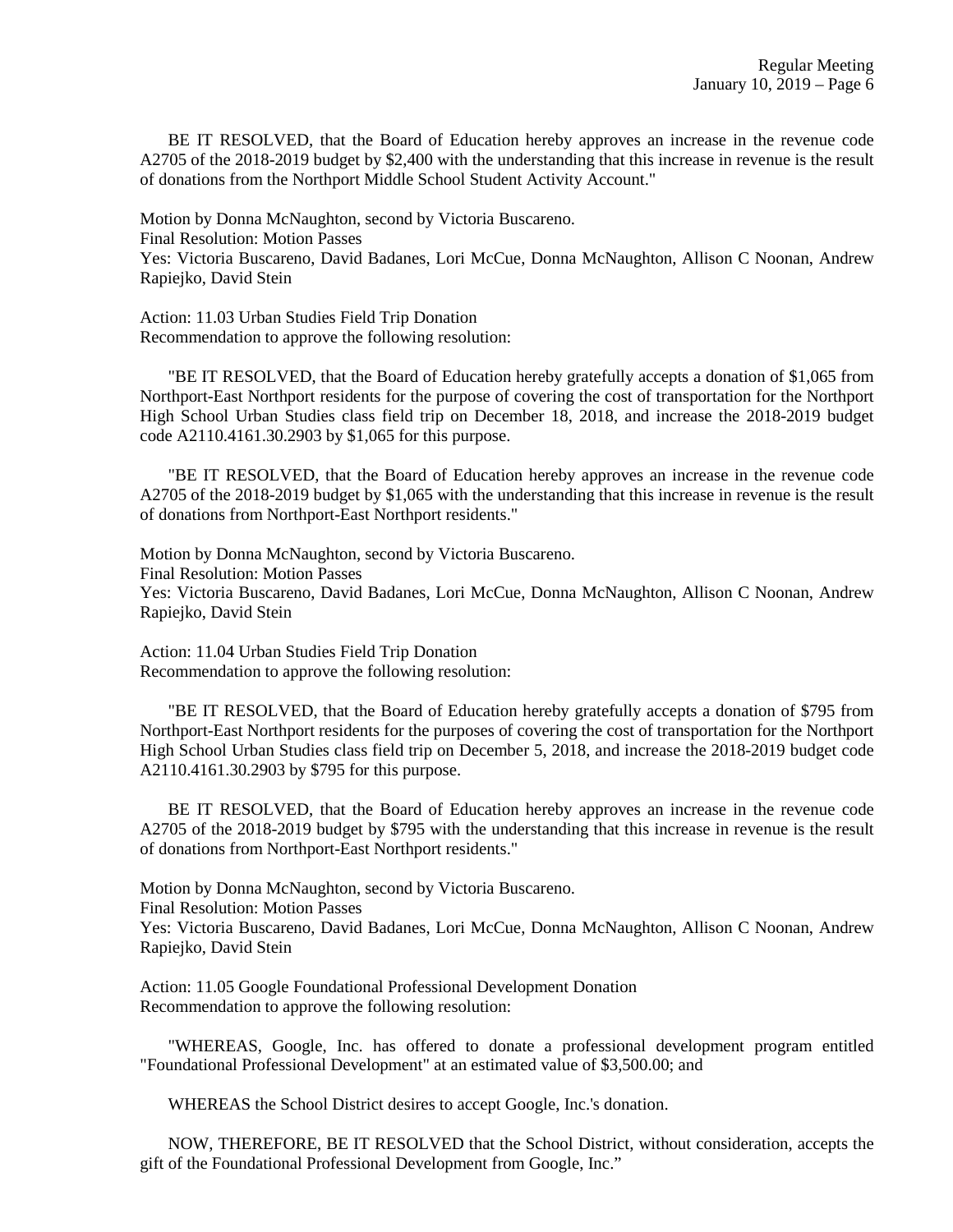BE IT RESOLVED, that the Board of Education hereby approves an increase in the revenue code A2705 of the 2018-2019 budget by $2,400 with the understanding that this increase in revenue is the result of donations from the Northport Middle School Student Activity Account."

Motion by Donna McNaughton, second by Victoria Buscareno.
Final Resolution: Motion Passes
Yes: Victoria Buscareno, David Badanes, Lori McCue, Donna McNaughton, Allison C Noonan, Andrew Rapiejko, David Stein

Action: 11.03 Urban Studies Field Trip Donation
Recommendation to approve the following resolution:

"BE IT RESOLVED, that the Board of Education hereby gratefully accepts a donation of $1,065 from Northport-East Northport residents for the purpose of covering the cost of transportation for the Northport High School Urban Studies class field trip on December 18, 2018, and increase the 2018-2019 budget code A2110.4161.30.2903 by $1,065 for this purpose.

"BE IT RESOLVED, that the Board of Education hereby approves an increase in the revenue code A2705 of the 2018-2019 budget by $1,065 with the understanding that this increase in revenue is the result of donations from Northport-East Northport residents."

Motion by Donna McNaughton, second by Victoria Buscareno.
Final Resolution: Motion Passes
Yes: Victoria Buscareno, David Badanes, Lori McCue, Donna McNaughton, Allison C Noonan, Andrew Rapiejko, David Stein

Action: 11.04 Urban Studies Field Trip Donation
Recommendation to approve the following resolution:

"BE IT RESOLVED, that the Board of Education hereby gratefully accepts a donation of $795 from Northport-East Northport residents for the purposes of covering the cost of transportation for the Northport High School Urban Studies class field trip on December 5, 2018, and increase the 2018-2019 budget code A2110.4161.30.2903 by $795 for this purpose.

BE IT RESOLVED, that the Board of Education hereby approves an increase in the revenue code A2705 of the 2018-2019 budget by $795 with the understanding that this increase in revenue is the result of donations from Northport-East Northport residents."

Motion by Donna McNaughton, second by Victoria Buscareno.
Final Resolution: Motion Passes
Yes: Victoria Buscareno, David Badanes, Lori McCue, Donna McNaughton, Allison C Noonan, Andrew Rapiejko, David Stein

Action: 11.05 Google Foundational Professional Development Donation
Recommendation to approve the following resolution:

"WHEREAS, Google, Inc. has offered to donate a professional development program entitled "Foundational Professional Development" at an estimated value of $3,500.00; and

WHEREAS the School District desires to accept Google, Inc.'s donation.

NOW, THEREFORE, BE IT RESOLVED that the School District, without consideration, accepts the gift of the Foundational Professional Development from Google, Inc."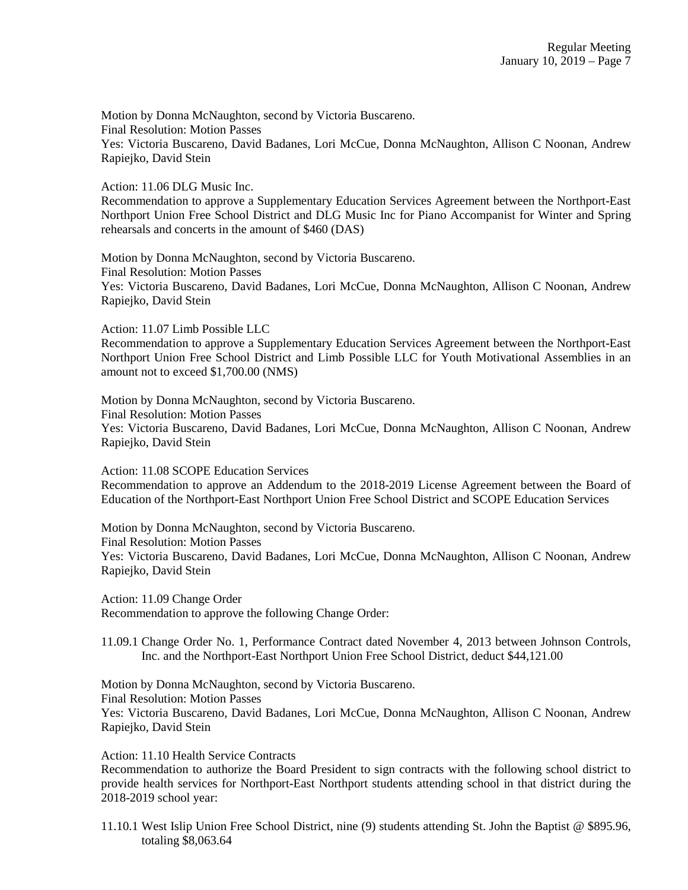Motion by Donna McNaughton, second by Victoria Buscareno.
Final Resolution: Motion Passes
Yes: Victoria Buscareno, David Badanes, Lori McCue, Donna McNaughton, Allison C Noonan, Andrew Rapiejko, David Stein

Action: 11.06 DLG Music Inc.
Recommendation to approve a Supplementary Education Services Agreement between the Northport-East Northport Union Free School District and DLG Music Inc for Piano Accompanist for Winter and Spring rehearsals and concerts in the amount of $460 (DAS)

Motion by Donna McNaughton, second by Victoria Buscareno.
Final Resolution: Motion Passes
Yes: Victoria Buscareno, David Badanes, Lori McCue, Donna McNaughton, Allison C Noonan, Andrew Rapiejko, David Stein

Action: 11.07 Limb Possible LLC
Recommendation to approve a Supplementary Education Services Agreement between the Northport-East Northport Union Free School District and Limb Possible LLC for Youth Motivational Assemblies in an amount not to exceed $1,700.00 (NMS)

Motion by Donna McNaughton, second by Victoria Buscareno.
Final Resolution: Motion Passes
Yes: Victoria Buscareno, David Badanes, Lori McCue, Donna McNaughton, Allison C Noonan, Andrew Rapiejko, David Stein

Action: 11.08 SCOPE Education Services
Recommendation to approve an Addendum to the 2018-2019 License Agreement between the Board of Education of the Northport-East Northport Union Free School District and SCOPE Education Services

Motion by Donna McNaughton, second by Victoria Buscareno.
Final Resolution: Motion Passes
Yes: Victoria Buscareno, David Badanes, Lori McCue, Donna McNaughton, Allison C Noonan, Andrew Rapiejko, David Stein

Action: 11.09 Change Order
Recommendation to approve the following Change Order:

11.09.1 Change Order No. 1, Performance Contract dated November 4, 2013 between Johnson Controls, Inc. and the Northport-East Northport Union Free School District, deduct $44,121.00

Motion by Donna McNaughton, second by Victoria Buscareno.
Final Resolution: Motion Passes
Yes: Victoria Buscareno, David Badanes, Lori McCue, Donna McNaughton, Allison C Noonan, Andrew Rapiejko, David Stein

Action: 11.10 Health Service Contracts
Recommendation to authorize the Board President to sign contracts with the following school district to provide health services for Northport-East Northport students attending school in that district during the 2018-2019 school year:

11.10.1 West Islip Union Free School District, nine (9) students attending St. John the Baptist @ $895.96, totaling $8,063.64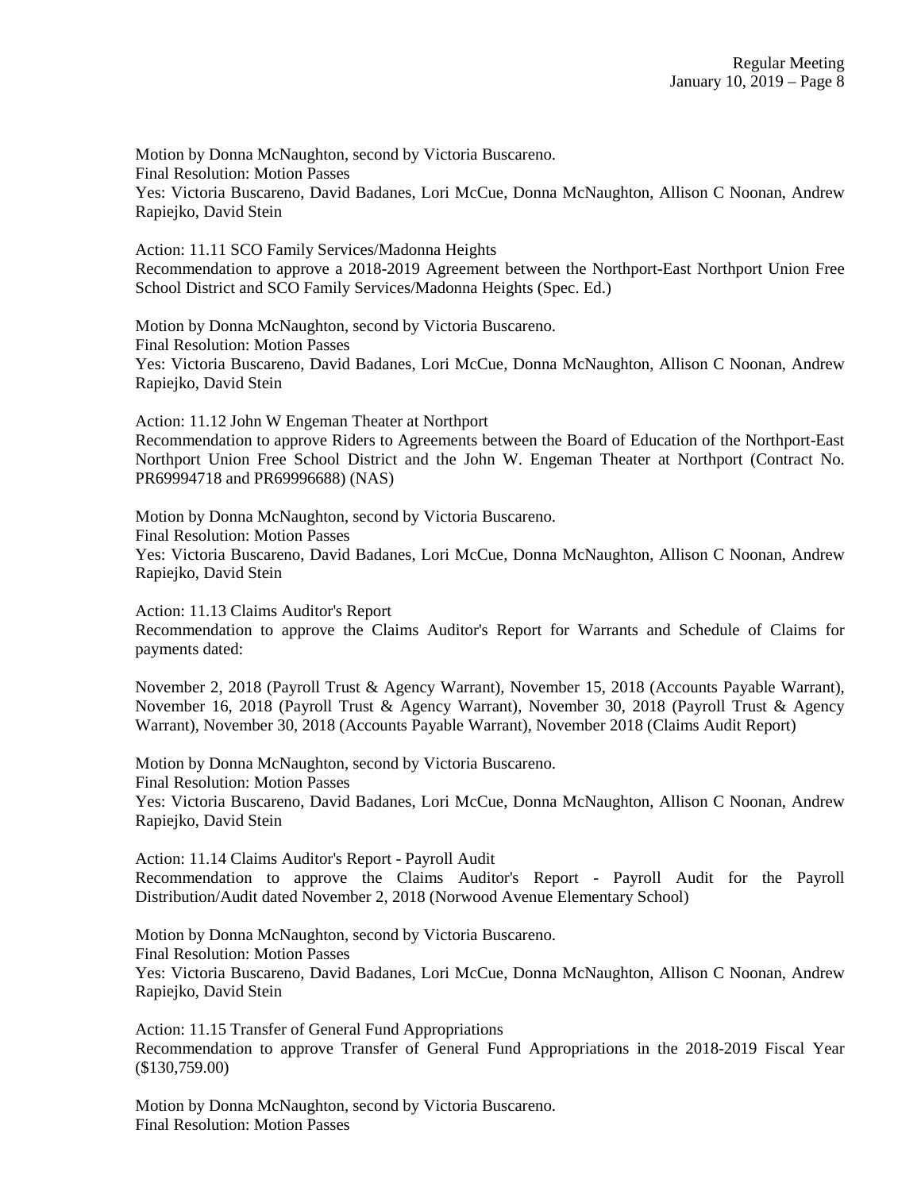Motion by Donna McNaughton, second by Victoria Buscareno.
Final Resolution: Motion Passes
Yes: Victoria Buscareno, David Badanes, Lori McCue, Donna McNaughton, Allison C Noonan, Andrew Rapiejko, David Stein

Action: 11.11 SCO Family Services/Madonna Heights
Recommendation to approve a 2018-2019 Agreement between the Northport-East Northport Union Free School District and SCO Family Services/Madonna Heights (Spec. Ed.)

Motion by Donna McNaughton, second by Victoria Buscareno.
Final Resolution: Motion Passes
Yes: Victoria Buscareno, David Badanes, Lori McCue, Donna McNaughton, Allison C Noonan, Andrew Rapiejko, David Stein

Action: 11.12 John W Engeman Theater at Northport
Recommendation to approve Riders to Agreements between the Board of Education of the Northport-East Northport Union Free School District and the John W. Engeman Theater at Northport (Contract No. PR69994718 and PR69996688) (NAS)

Motion by Donna McNaughton, second by Victoria Buscareno.
Final Resolution: Motion Passes
Yes: Victoria Buscareno, David Badanes, Lori McCue, Donna McNaughton, Allison C Noonan, Andrew Rapiejko, David Stein

Action: 11.13 Claims Auditor's Report
Recommendation to approve the Claims Auditor's Report for Warrants and Schedule of Claims for payments dated:

November 2, 2018 (Payroll Trust & Agency Warrant), November 15, 2018 (Accounts Payable Warrant), November 16, 2018 (Payroll Trust & Agency Warrant), November 30, 2018 (Payroll Trust & Agency Warrant), November 30, 2018 (Accounts Payable Warrant), November 2018 (Claims Audit Report)

Motion by Donna McNaughton, second by Victoria Buscareno.
Final Resolution: Motion Passes
Yes: Victoria Buscareno, David Badanes, Lori McCue, Donna McNaughton, Allison C Noonan, Andrew Rapiejko, David Stein

Action: 11.14 Claims Auditor's Report - Payroll Audit
Recommendation to approve the Claims Auditor's Report - Payroll Audit for the Payroll Distribution/Audit dated November 2, 2018 (Norwood Avenue Elementary School)

Motion by Donna McNaughton, second by Victoria Buscareno.
Final Resolution: Motion Passes
Yes: Victoria Buscareno, David Badanes, Lori McCue, Donna McNaughton, Allison C Noonan, Andrew Rapiejko, David Stein

Action: 11.15 Transfer of General Fund Appropriations
Recommendation to approve Transfer of General Fund Appropriations in the 2018-2019 Fiscal Year ($130,759.00)

Motion by Donna McNaughton, second by Victoria Buscareno.
Final Resolution: Motion Passes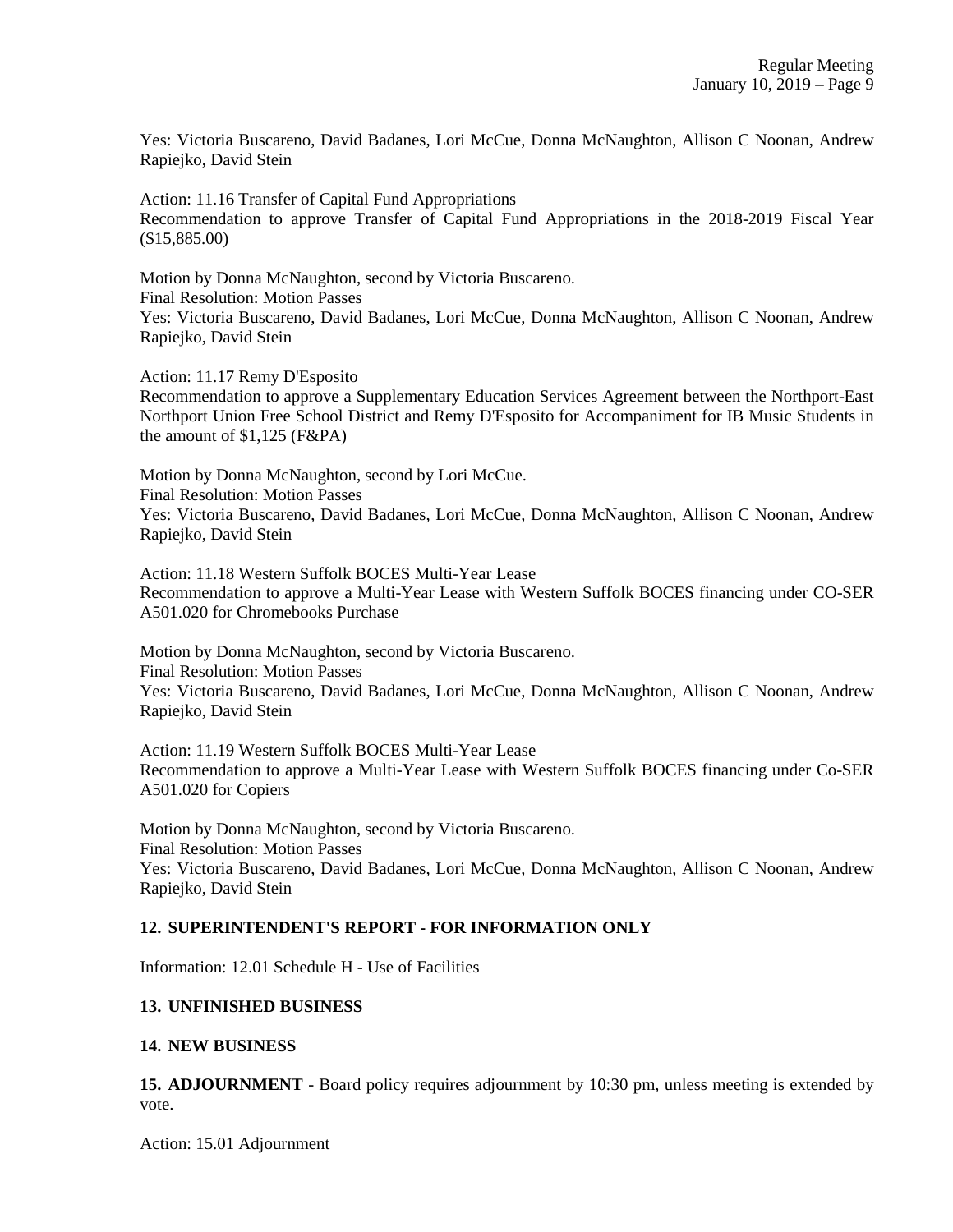Yes: Victoria Buscareno, David Badanes, Lori McCue, Donna McNaughton, Allison C Noonan, Andrew Rapiejko, David Stein

Action: 11.16 Transfer of Capital Fund Appropriations
Recommendation to approve Transfer of Capital Fund Appropriations in the 2018-2019 Fiscal Year ($15,885.00)

Motion by Donna McNaughton, second by Victoria Buscareno.
Final Resolution: Motion Passes
Yes: Victoria Buscareno, David Badanes, Lori McCue, Donna McNaughton, Allison C Noonan, Andrew Rapiejko, David Stein

Action: 11.17 Remy D'Esposito
Recommendation to approve a Supplementary Education Services Agreement between the Northport-East Northport Union Free School District and Remy D'Esposito for Accompaniment for IB Music Students in the amount of $1,125 (F&PA)

Motion by Donna McNaughton, second by Lori McCue.
Final Resolution: Motion Passes
Yes: Victoria Buscareno, David Badanes, Lori McCue, Donna McNaughton, Allison C Noonan, Andrew Rapiejko, David Stein

Action: 11.18 Western Suffolk BOCES Multi-Year Lease
Recommendation to approve a Multi-Year Lease with Western Suffolk BOCES financing under CO-SER A501.020 for Chromebooks Purchase

Motion by Donna McNaughton, second by Victoria Buscareno.
Final Resolution: Motion Passes
Yes: Victoria Buscareno, David Badanes, Lori McCue, Donna McNaughton, Allison C Noonan, Andrew Rapiejko, David Stein

Action: 11.19 Western Suffolk BOCES Multi-Year Lease
Recommendation to approve a Multi-Year Lease with Western Suffolk BOCES financing under Co-SER A501.020 for Copiers

Motion by Donna McNaughton, second by Victoria Buscareno.
Final Resolution: Motion Passes
Yes: Victoria Buscareno, David Badanes, Lori McCue, Donna McNaughton, Allison C Noonan, Andrew Rapiejko, David Stein

**12. SUPERINTENDENT'S REPORT - FOR INFORMATION ONLY**

Information: 12.01 Schedule H - Use of Facilities

**13. UNFINISHED BUSINESS**

**14. NEW BUSINESS**

**15. ADJOURNMENT** - Board policy requires adjournment by 10:30 pm, unless meeting is extended by vote.

Action: 15.01 Adjournment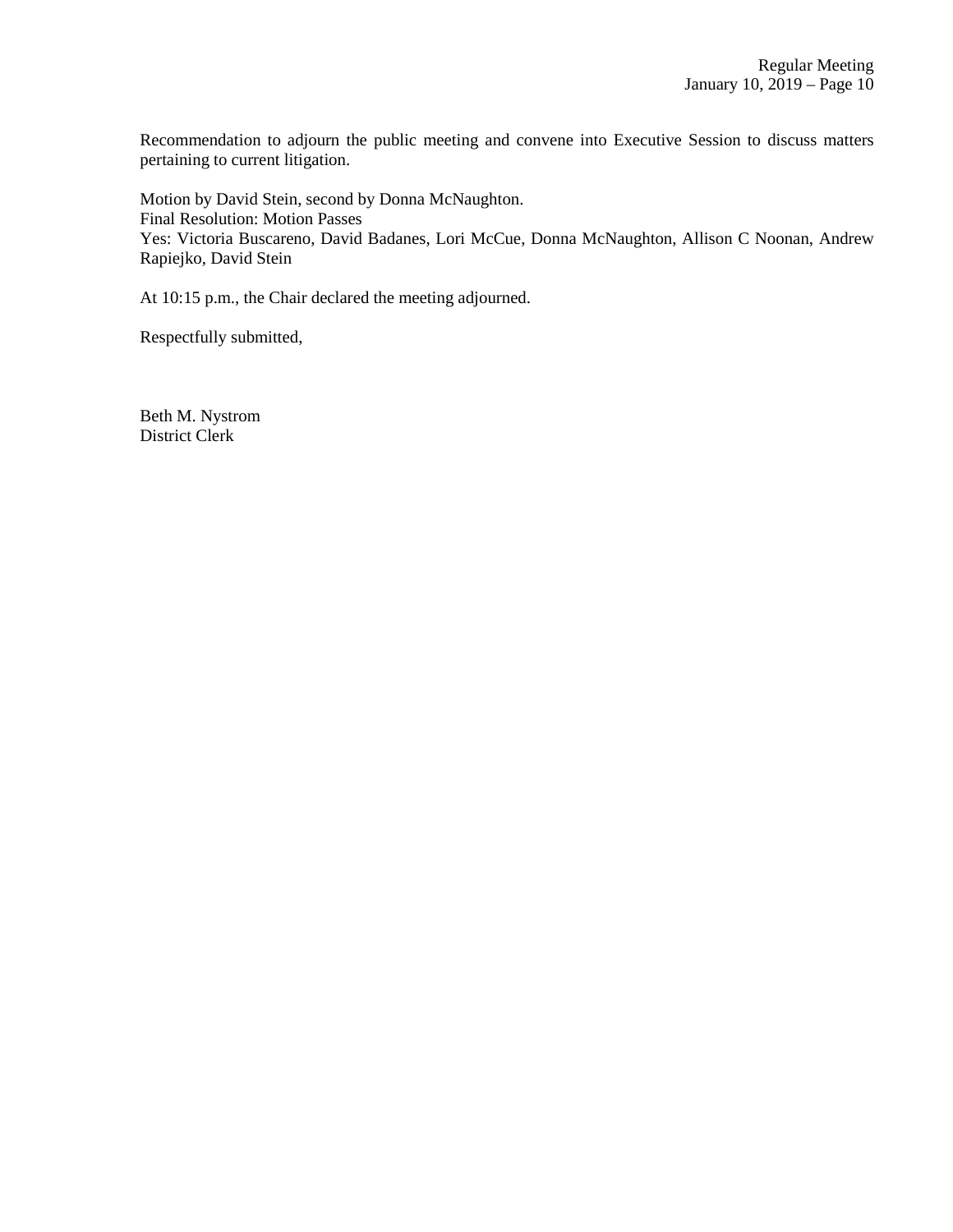Recommendation to adjourn the public meeting and convene into Executive Session to discuss matters pertaining to current litigation.

Motion by David Stein, second by Donna McNaughton.
Final Resolution: Motion Passes
Yes: Victoria Buscareno, David Badanes, Lori McCue, Donna McNaughton, Allison C Noonan, Andrew Rapiejko, David Stein

At 10:15 p.m., the Chair declared the meeting adjourned.

Respectfully submitted,

Beth M. Nystrom
District Clerk